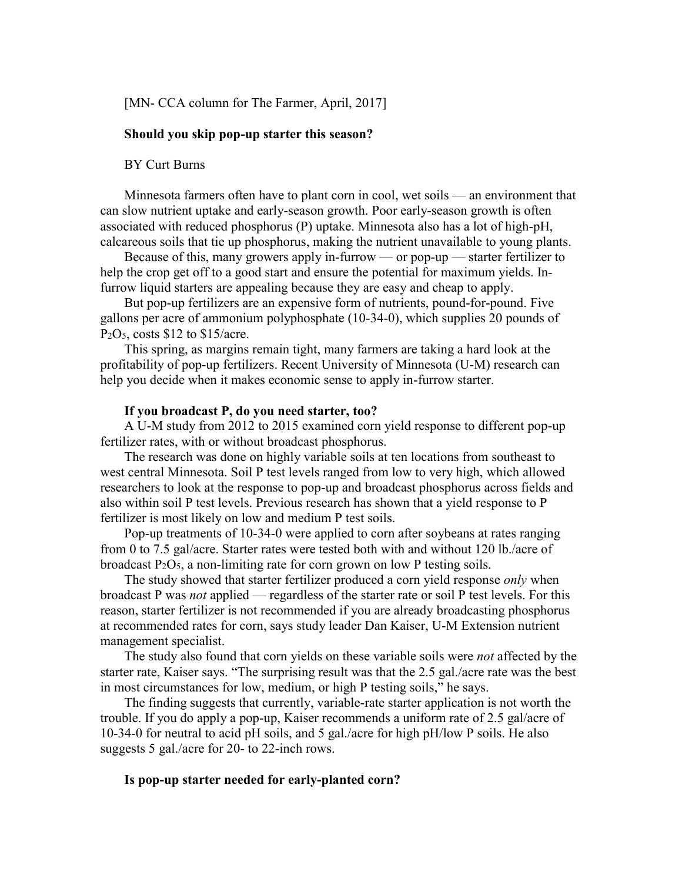[MN- CCA column for The Farmer, April, 2017]

# Should you skip pop-up starter this season?

BY Curt Burns

Minnesota farmers often have to plant corn in cool, wet soils — an environment that can slow nutrient uptake and early-season growth. Poor early-season growth is often associated with reduced phosphorus (P) uptake. Minnesota also has a lot of high-pH, calcareous soils that tie up phosphorus, making the nutrient unavailable to young plants.

Because of this, many growers apply in-furrow — or pop-up — starter fertilizer to help the crop get off to a good start and ensure the potential for maximum yields. In-furrow liquid starters are appealing because they are easy and cheap to apply.

But pop-up fertilizers are an expensive form of nutrients, pound-for-pound. Five gallons per acre of ammonium polyphosphate (10-34-0), which supplies 20 pounds of $P_2O_5$, costs $12 to $15/acre.

This spring, as margins remain tight, many farmers are taking a hard look at the profitability of pop-up fertilizers. Recent University of Minnesota (U-M) research can help you decide when it makes economic sense to apply in-furrow starter.

## If you broadcast P, do you need starter, too?

A U-M study from 2012 to 2015 examined corn yield response to different pop-up fertilizer rates, with or without broadcast phosphorus.

The research was done on highly variable soils at ten locations from southeast to west central Minnesota. Soil P test levels ranged from low to very high, which allowed researchers to look at the response to pop-up and broadcast phosphorus across fields and also within soil P test levels. Previous research has shown that a yield response to P fertilizer is most likely on low and medium P test soils.

Pop-up treatments of 10-34-0 were applied to corn after soybeans at rates ranging from 0 to 7.5 gal/acre. Starter rates were tested both with and without 120 lb./acre of broadcast $P_2O_5$, a non-limiting rate for corn grown on low P testing soils.

The study showed that starter fertilizer produced a corn yield response *only* when broadcast P was *not* applied — regardless of the starter rate or soil P test levels. For this reason, starter fertilizer is not recommended if you are already broadcasting phosphorus at recommended rates for corn, says study leader Dan Kaiser, U-M Extension nutrient management specialist.

The study also found that corn yields on these variable soils were *not* affected by the starter rate, Kaiser says. "The surprising result was that the 2.5 gal./acre rate was the best in most circumstances for low, medium, or high P testing soils," he says.

The finding suggests that currently, variable-rate starter application is not worth the trouble. If you do apply a pop-up, Kaiser recommends a uniform rate of 2.5 gal/acre of 10-34-0 for neutral to acid pH soils, and 5 gal./acre for high pH/low P soils. He also suggests 5 gal./acre for 20- to 22-inch rows.

## Is pop-up starter needed for early-planted corn?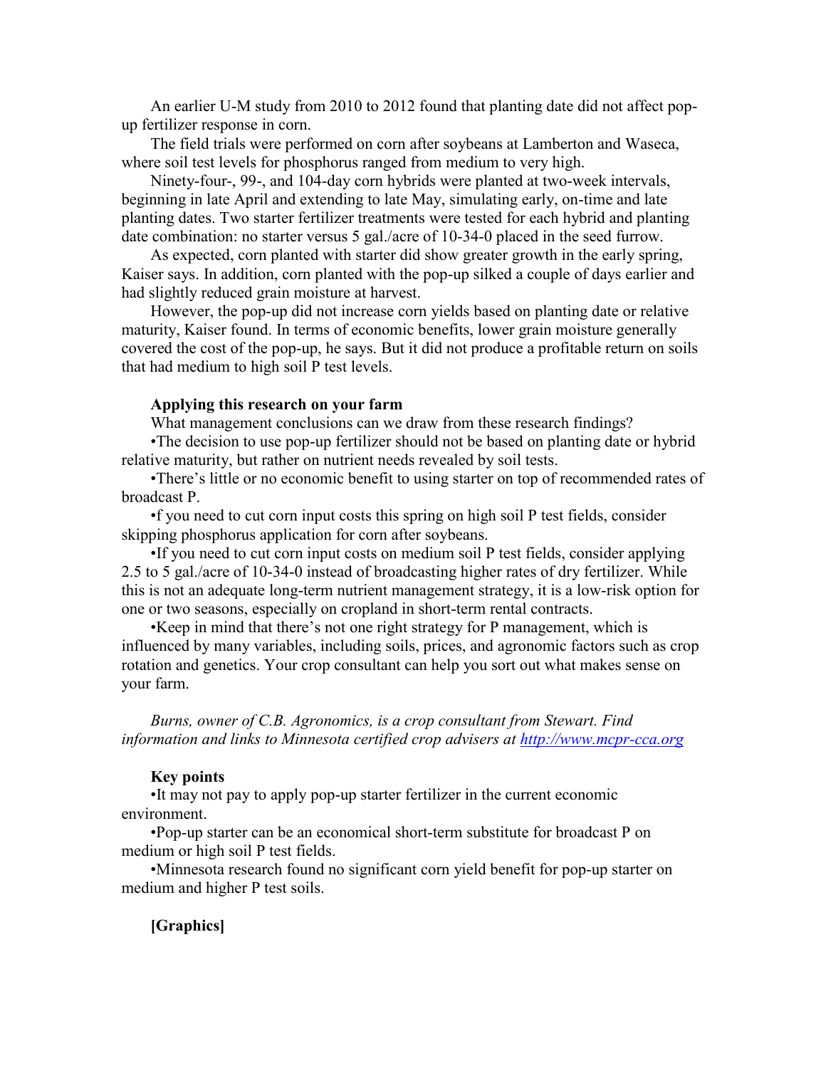An earlier U-M study from 2010 to 2012 found that planting date did not affect pop-up fertilizer response in corn.

The field trials were performed on corn after soybeans at Lamberton and Waseca, where soil test levels for phosphorus ranged from medium to very high.

Ninety-four-, 99-, and 104-day corn hybrids were planted at two-week intervals, beginning in late April and extending to late May, simulating early, on-time and late planting dates. Two starter fertilizer treatments were tested for each hybrid and planting date combination: no starter versus 5 gal./acre of 10-34-0 placed in the seed furrow.

As expected, corn planted with starter did show greater growth in the early spring, Kaiser says. In addition, corn planted with the pop-up silked a couple of days earlier and had slightly reduced grain moisture at harvest.

However, the pop-up did not increase corn yields based on planting date or relative maturity, Kaiser found. In terms of economic benefits, lower grain moisture generally covered the cost of the pop-up, he says. But it did not produce a profitable return on soils that had medium to high soil P test levels.

**Applying this research on your farm**

What management conclusions can we draw from these research findings?

•The decision to use pop-up fertilizer should not be based on planting date or hybrid relative maturity, but rather on nutrient needs revealed by soil tests.

•There's little or no economic benefit to using starter on top of recommended rates of broadcast P.

•f you need to cut corn input costs this spring on high soil P test fields, consider skipping phosphorus application for corn after soybeans.

•If you need to cut corn input costs on medium soil P test fields, consider applying 2.5 to 5 gal./acre of 10-34-0 instead of broadcasting higher rates of dry fertilizer. While this is not an adequate long-term nutrient management strategy, it is a low-risk option for one or two seasons, especially on cropland in short-term rental contracts.

•Keep in mind that there's not one right strategy for P management, which is influenced by many variables, including soils, prices, and agronomic factors such as crop rotation and genetics. Your crop consultant can help you sort out what makes sense on your farm.

*Burns, owner of C.B. Agronomics, is a crop consultant from Stewart. Find information and links to Minnesota certified crop advisers at [http://www.mcpr-cca.org](http://www.mcpr-cca.org)*

**Key points**

•It may not pay to apply pop-up starter fertilizer in the current economic environment.

•Pop-up starter can be an economical short-term substitute for broadcast P on medium or high soil P test fields.

•Minnesota research found no significant corn yield benefit for pop-up starter on medium and higher P test soils.

**[Graphics]**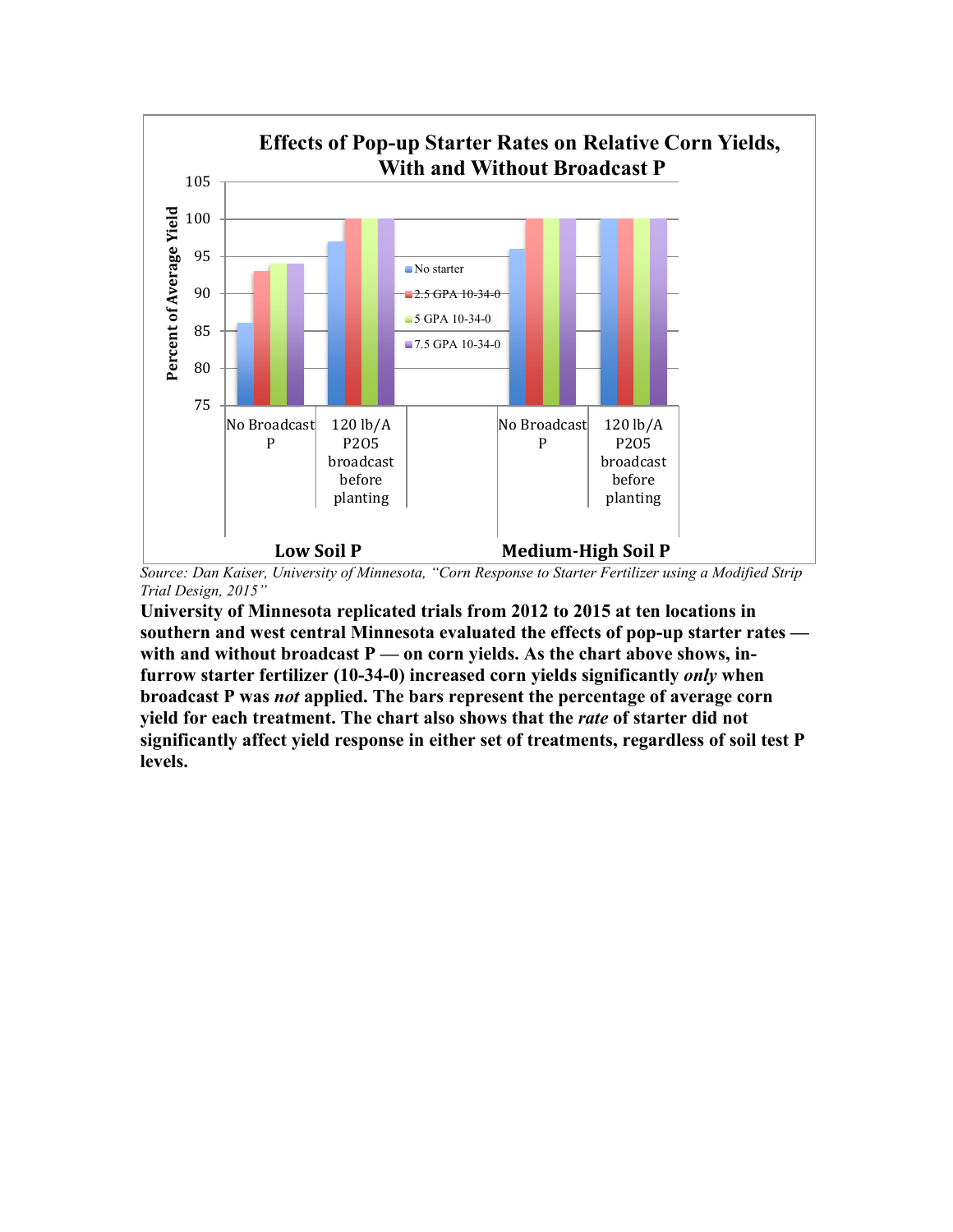Effects of Pop-up Starter Rates on Relative Corn Yields, With and Without Broadcast P

Percent of Average Yield

105
100
95
90
85
80
75

No starter
2.5 GPA 10-34-0
5 GPA 10-34-0
7.5 GPA 10-34-0

No Broadcast P
120 lb/A P2O5 broadcast before planting
No Broadcast P
120 lb/A P2O5 broadcast before planting

Low Soil P
Medium-High Soil P

*Source: Dan Kaiser, University of Minnesota, "Corn Response to Starter Fertilizer using a Modified Strip Trial Design, 2015"*

**University of Minnesota replicated trials from 2012 to 2015 at ten locations in southern and west central Minnesota evaluated the effects of pop-up starter rates — with and without broadcast P — on corn yields. As the chart above shows, in-furrow starter fertilizer (10-34-0) increased corn yields significantly *only* when broadcast P was *not* applied. The bars represent the percentage of average corn yield for each treatment. The chart also shows that the *rate* of starter did not significantly affect yield response in either set of treatments, regardless of soil test P levels.**